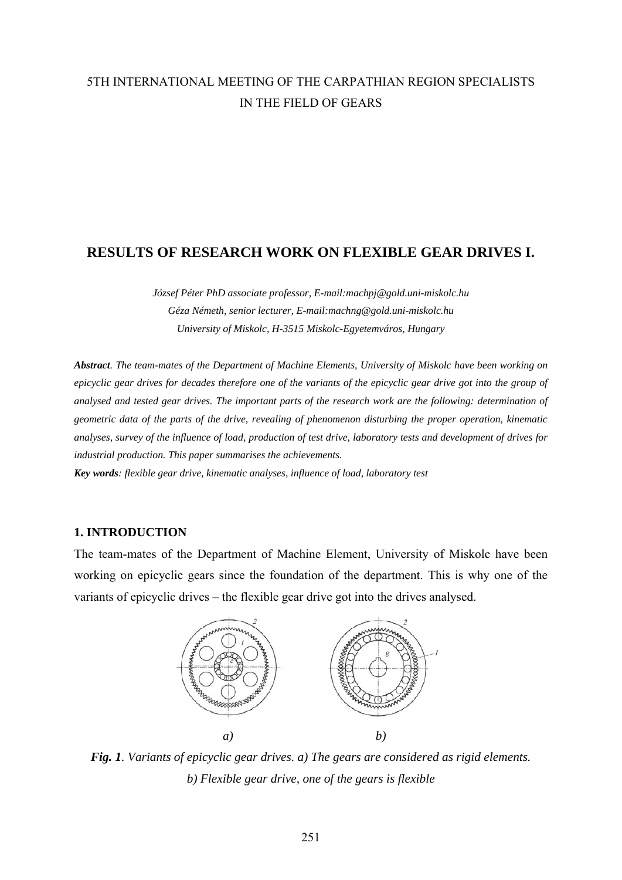5TH INTERNATIONAL MEETING OF THE CARPATHIAN REGION SPECIALISTS IN THE FIELD OF GEARS

# RESULTS OF RESEARCH WORK ON FLEXIBLE GEAR DRIVES I.

*József Péter PhD associate professor, E-mail:machpj@gold.uni-miskolc.hu*
*Géza Németh, senior lecturer, E-mail:machng@gold.uni-miskolc.hu*
*University of Miskolc, H-3515 Miskolc-Egyetemváros, Hungary*

***Abstract**. The team-mates of the Department of Machine Elements, University of Miskolc have been working on epicyclic gear drives for decades therefore one of the variants of the epicyclic gear drive got into the group of analysed and tested gear drives. The important parts of the research work are the following: determination of geometric data of the parts of the drive, revealing of phenomenon disturbing the proper operation, kinematic analyses, survey of the influence of load, production of test drive, laboratory tests and development of drives for industrial production. This paper summarises the achievements.*

***Key words**: flexible gear drive, kinematic analyses, influence of load, laboratory test*

## 1. INTRODUCTION

The team-mates of the Department of Machine Element, University of Miskolc have been working on epicyclic gears since the foundation of the department. This is why one of the variants of epicyclic drives – the flexible gear drive got into the drives analysed.

*a)* *b)*

***Fig. 1**. Variants of epicyclic gear drives. a) The gears are considered as rigid elements. b) Flexible gear drive, one of the gears is flexible*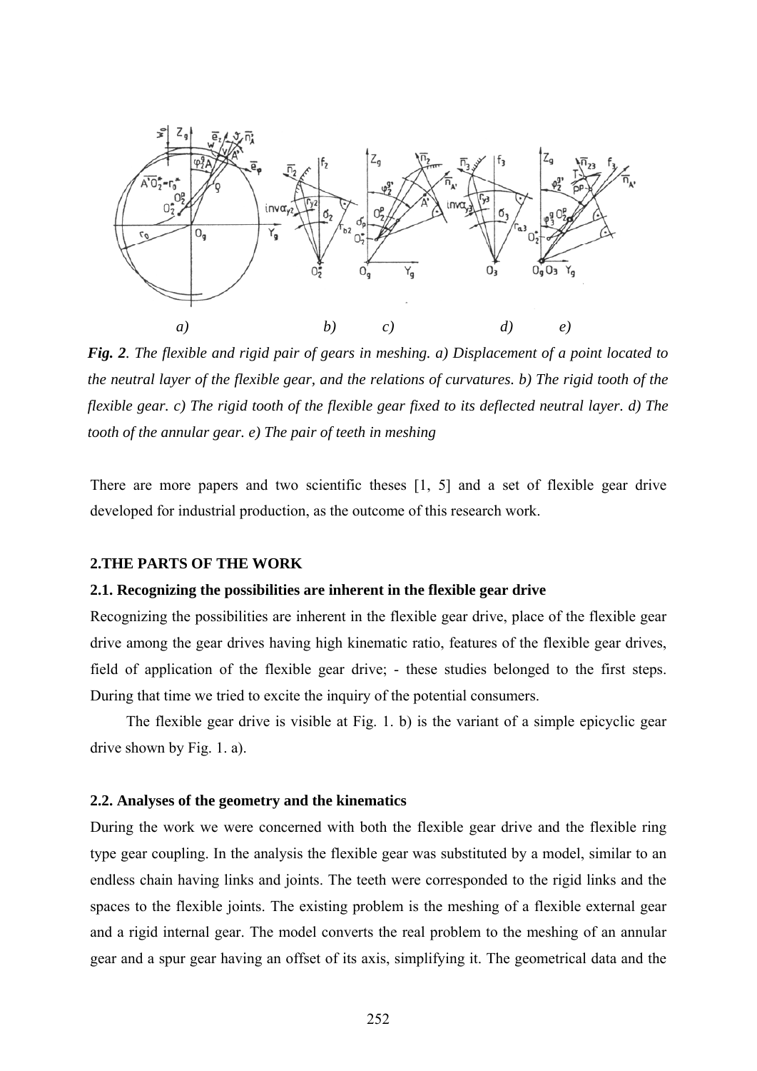*a) b) c) d) e)*

***Fig. 2**. The flexible and rigid pair of gears in meshing. a) Displacement of a point located to the neutral layer of the flexible gear, and the relations of curvatures. b) The rigid tooth of the flexible gear. c) The rigid tooth of the flexible gear fixed to its deflected neutral layer. d) The tooth of the annular gear. e) The pair of teeth in meshing*

There are more papers and two scientific theses [1, 5] and a set of flexible gear drive developed for industrial production, as the outcome of this research work.

## 2.THE PARTS OF THE WORK

### 2.1. Recognizing the possibilities are inherent in the flexible gear drive

Recognizing the possibilities are inherent in the flexible gear drive, place of the flexible gear drive among the gear drives having high kinematic ratio, features of the flexible gear drives, field of application of the flexible gear drive; - these studies belonged to the first steps. During that time we tried to excite the inquiry of the potential consumers.

The flexible gear drive is visible at Fig. 1. b) is the variant of a simple epicyclic gear drive shown by Fig. 1. a).

### 2.2. Analyses of the geometry and the kinematics

During the work we were concerned with both the flexible gear drive and the flexible ring type gear coupling. In the analysis the flexible gear was substituted by a model, similar to an endless chain having links and joints. The teeth were corresponded to the rigid links and the spaces to the flexible joints. The existing problem is the meshing of a flexible external gear and a rigid internal gear. The model converts the real problem to the meshing of an annular gear and a spur gear having an offset of its axis, simplifying it. The geometrical data and the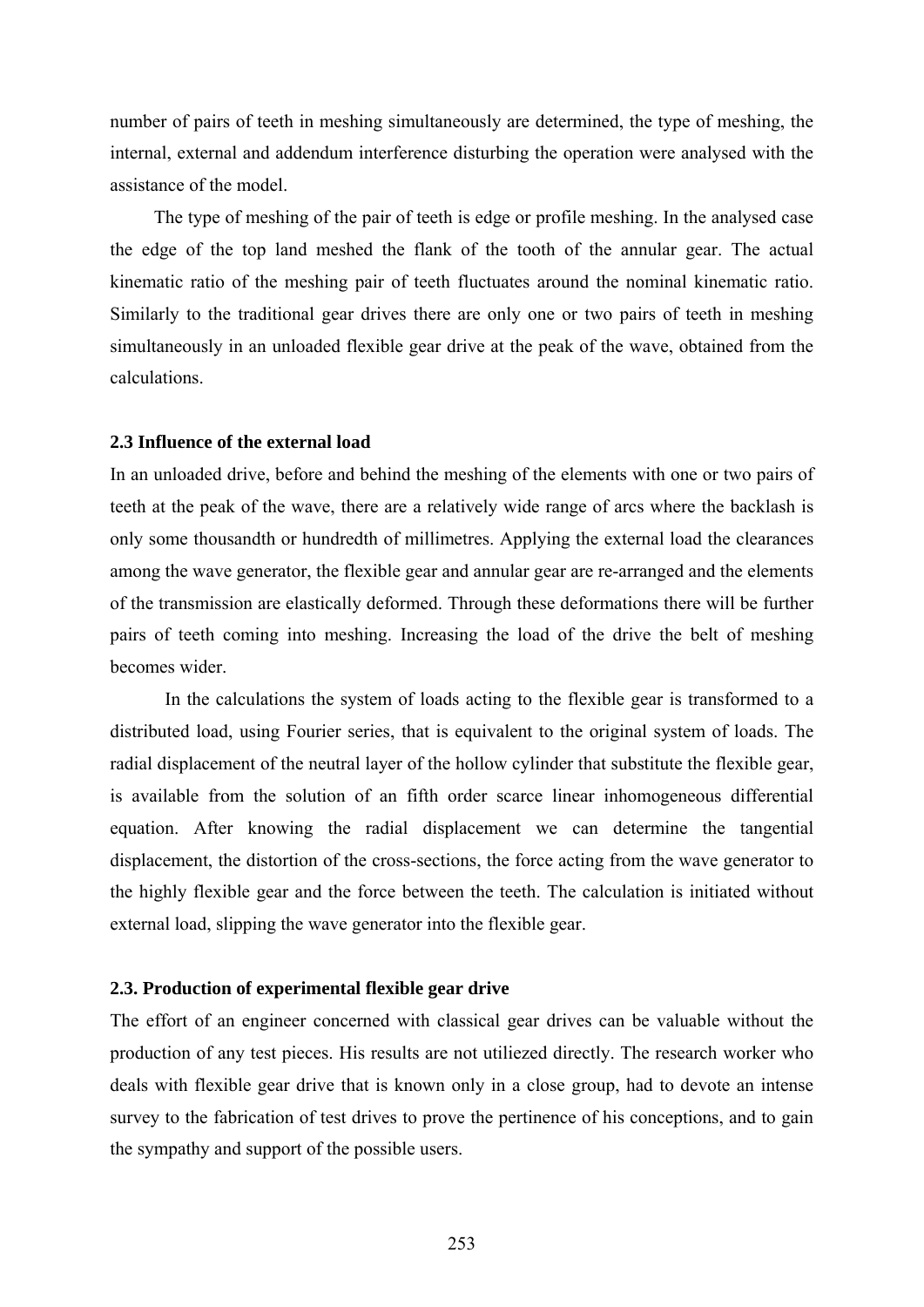number of pairs of teeth in meshing simultaneously are determined, the type of meshing, the internal, external and addendum interference disturbing the operation were analysed with the assistance of the model.

The type of meshing of the pair of teeth is edge or profile meshing. In the analysed case the edge of the top land meshed the flank of the tooth of the annular gear. The actual kinematic ratio of the meshing pair of teeth fluctuates around the nominal kinematic ratio. Similarly to the traditional gear drives there are only one or two pairs of teeth in meshing simultaneously in an unloaded flexible gear drive at the peak of the wave, obtained from the calculations.

### 2.3 Influence of the external load

In an unloaded drive, before and behind the meshing of the elements with one or two pairs of teeth at the peak of the wave, there are a relatively wide range of arcs where the backlash is only some thousandth or hundredth of millimetres. Applying the external load the clearances among the wave generator, the flexible gear and annular gear are re-arranged and the elements of the transmission are elastically deformed. Through these deformations there will be further pairs of teeth coming into meshing. Increasing the load of the drive the belt of meshing becomes wider.

In the calculations the system of loads acting to the flexible gear is transformed to a distributed load, using Fourier series, that is equivalent to the original system of loads. The radial displacement of the neutral layer of the hollow cylinder that substitute the flexible gear, is available from the solution of an fifth order scarce linear inhomogeneous differential equation. After knowing the radial displacement we can determine the tangential displacement, the distortion of the cross-sections, the force acting from the wave generator to the highly flexible gear and the force between the teeth. The calculation is initiated without external load, slipping the wave generator into the flexible gear.

### 2.3. Production of experimental flexible gear drive

The effort of an engineer concerned with classical gear drives can be valuable without the production of any test pieces. His results are not utiliezed directly. The research worker who deals with flexible gear drive that is known only in a close group, had to devote an intense survey to the fabrication of test drives to prove the pertinence of his conceptions, and to gain the sympathy and support of the possible users.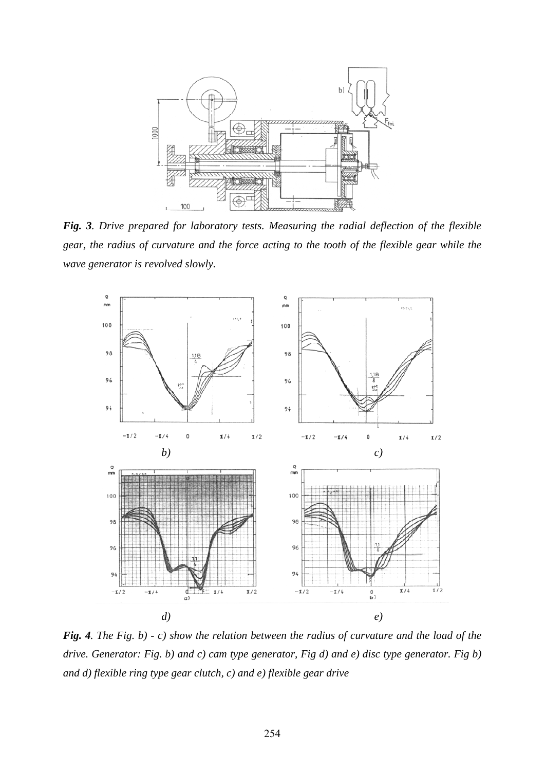***Fig. 3**. Drive prepared for laboratory tests. Measuring the radial deflection of the flexible gear, the radius of curvature and the force acting to the tooth of the flexible gear while the wave generator is revolved slowly.*

*b)*

*c)*

*d)*

*e)*

***Fig. 4**. The Fig. b) - c) show the relation between the radius of curvature and the load of the drive. Generator: Fig. b) and c) cam type generator, Fig d) and e) disc type generator. Fig b) and d) flexible ring type gear clutch, c) and e) flexible gear drive*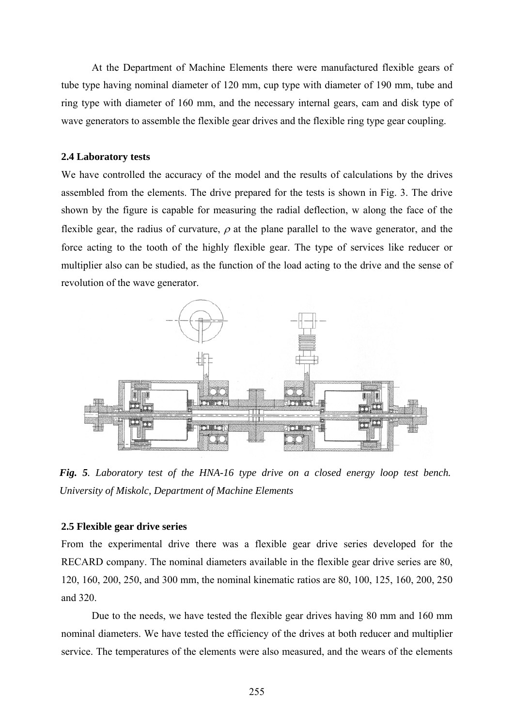At the Department of Machine Elements there were manufactured flexible gears of tube type having nominal diameter of 120 mm, cup type with diameter of 190 mm, tube and ring type with diameter of 160 mm, and the necessary internal gears, cam and disk type of wave generators to assemble the flexible gear drives and the flexible ring type gear coupling.

### 2.4 Laboratory tests

We have controlled the accuracy of the model and the results of calculations by the drives assembled from the elements. The drive prepared for the tests is shown in Fig. 3. The drive shown by the figure is capable for measuring the radial deflection, w along the face of the flexible gear, the radius of curvature, $\rho$ at the plane parallel to the wave generator, and the force acting to the tooth of the highly flexible gear. The type of services like reducer or multiplier also can be studied, as the function of the load acting to the drive and the sense of revolution of the wave generator.

***Fig. 5**. Laboratory test of the HNA-16 type drive on a closed energy loop test bench. University of Miskolc, Department of Machine Elements*

### 2.5 Flexible gear drive series

From the experimental drive there was a flexible gear drive series developed for the RECARD company. The nominal diameters available in the flexible gear drive series are 80, 120, 160, 200, 250, and 300 mm, the nominal kinematic ratios are 80, 100, 125, 160, 200, 250 and 320.

Due to the needs, we have tested the flexible gear drives having 80 mm and 160 mm nominal diameters. We have tested the efficiency of the drives at both reducer and multiplier service. The temperatures of the elements were also measured, and the wears of the elements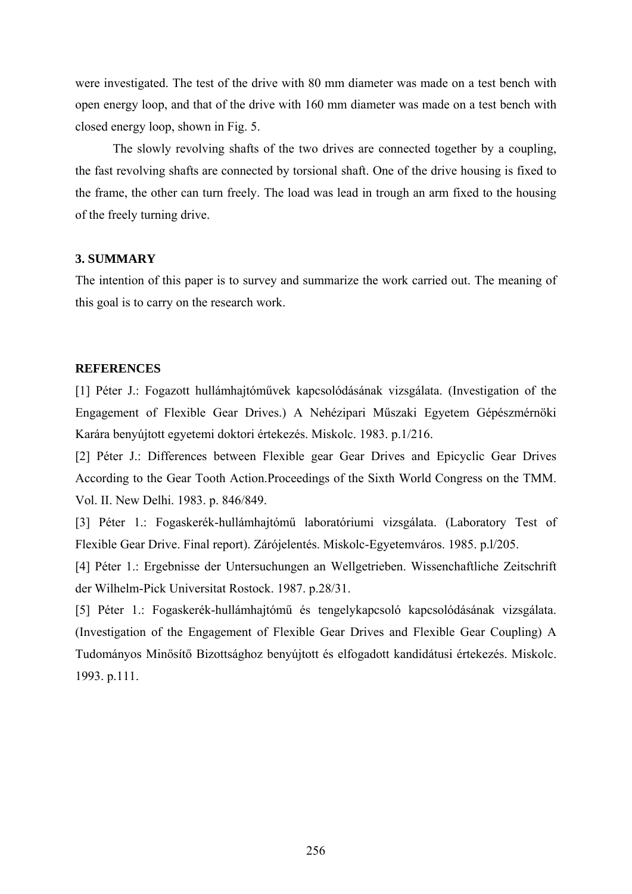were investigated. The test of the drive with 80 mm diameter was made on a test bench with open energy loop, and that of the drive with 160 mm diameter was made on a test bench with closed energy loop, shown in Fig. 5.

The slowly revolving shafts of the two drives are connected together by a coupling, the fast revolving shafts are connected by torsional shaft. One of the drive housing is fixed to the frame, the other can turn freely. The load was lead in trough an arm fixed to the housing of the freely turning drive.

## 3. SUMMARY

The intention of this paper is to survey and summarize the work carried out. The meaning of this goal is to carry on the research work.

## REFERENCES

[1] Péter J.: Fogazott hullámhajtóművek kapcsolódásának vizsgálata. (Investigation of the Engagement of Flexible Gear Drives.) A Nehézipari Műszaki Egyetem Gépészmérnöki Karára benyújtott egyetemi doktori értekezés. Miskolc. 1983. p.1/216.

[2] Péter J.: Differences between Flexible gear Gear Drives and Epicyclic Gear Drives According to the Gear Tooth Action.Proceedings of the Sixth World Congress on the TMM. Vol. II. New Delhi. 1983. p. 846/849.

[3] Péter 1.: Fogaskerék-hullámhajtómű laboratóriumi vizsgálata. (Laboratory Test of Flexible Gear Drive. Final report). Zárójelentés. Miskolc-Egyetemváros. 1985. p.l/205.

[4] Péter 1.: Ergebnisse der Untersuchungen an Wellgetrieben. Wissenchaftliche Zeitschrift der Wilhelm-Pick Universitat Rostock. 1987. p.28/31.

[5] Péter 1.: Fogaskerék-hullámhajtómű és tengelykapcsoló kapcsolódásának vizsgálata. (Investigation of the Engagement of Flexible Gear Drives and Flexible Gear Coupling) A Tudományos Minősítő Bizottsághoz benyújtott és elfogadott kandidátusi értekezés. Miskolc. 1993. p.111.